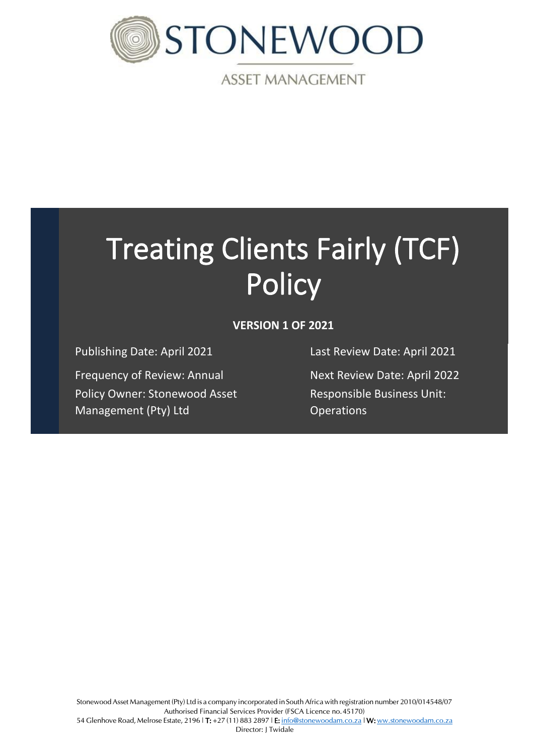STONEWOOD

ASSET MANAGEMENT

# Treating Clients Fairly (TCF) Policy

**VERSION 1 OF 2021**

Publishing Date: April 2021

Last Review Date: April 2021

Frequency of Review: Annual

Next Review Date: April 2022

Policy Owner: Stonewood Asset Management (Pty) Ltd

Responsible Business Unit: Operations

Stonewood Asset Management (Pty) Ltd is a company incorporated in South Africa with registration number 2010/014548/07
Authorised Financial Services Provider (FSCA Licence no. 45170)
54 Glenhove Road, Melrose Estate, 2196 | **T:** +27 (11) 883 2897 | **E:** info@stonewoodam.co.za | **W:** ww.stonewoodam.co.za
Director: J Twidale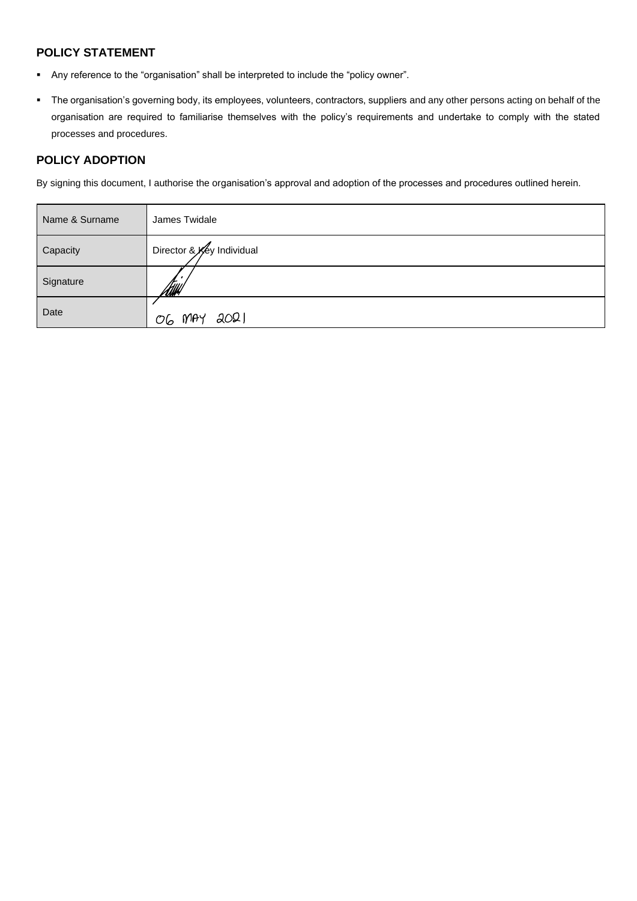## POLICY STATEMENT

- Any reference to the "organisation" shall be interpreted to include the "policy owner".
- The organisation's governing body, its employees, volunteers, contractors, suppliers and any other persons acting on behalf of the organisation are required to familiarise themselves with the policy's requirements and undertake to comply with the stated processes and procedures.

## POLICY ADOPTION

By signing this document, I authorise the organisation's approval and adoption of the processes and procedures outlined herein.

| Name & Surname | James Twidale |
|---|---|
| Capacity | Director & Key Individual |
| Signature | |
| Date | 06 MAY 2021 |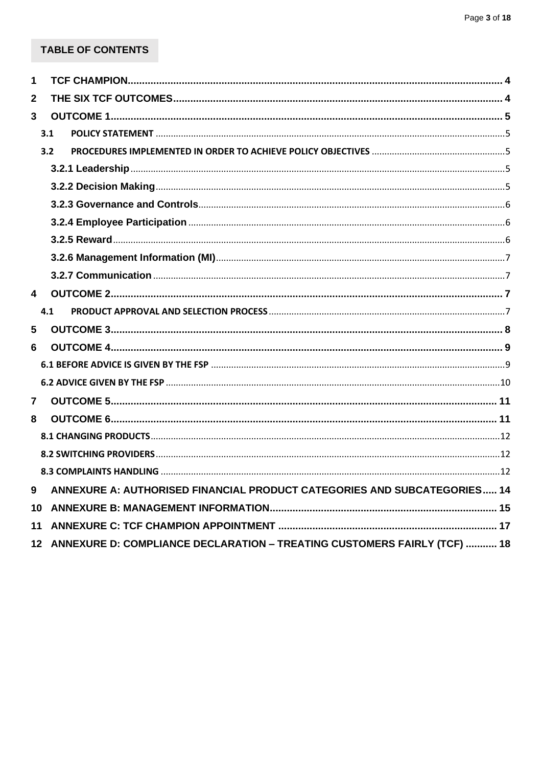**TABLE OF CONTENTS**

1 TCF CHAMPION .......... 4
2 THE SIX TCF OUTCOMES .......... 4
3 OUTCOME 1 .......... 5
  3.1 POLICY STATEMENT .......... 5
  3.2 PROCEDURES IMPLEMENTED IN ORDER TO ACHIEVE POLICY OBJECTIVES .......... 5
    3.2.1 Leadership .......... 5
    3.2.2 Decision Making .......... 5
    3.2.3 Governance and Controls .......... 6
    3.2.4 Employee Participation .......... 6
    3.2.5 Reward .......... 6
    3.2.6 Management Information (MI) .......... 7
    3.2.7 Communication .......... 7
4 OUTCOME 2 .......... 7
  4.1 PRODUCT APPROVAL AND SELECTION PROCESS .......... 7
5 OUTCOME 3 .......... 8
6 OUTCOME 4 .......... 9
  6.1 BEFORE ADVICE IS GIVEN BY THE FSP .......... 9
  6.2 ADVICE GIVEN BY THE FSP .......... 10
7 OUTCOME 5 .......... 11
8 OUTCOME 6 .......... 11
  8.1 CHANGING PRODUCTS .......... 12
  8.2 SWITCHING PROVIDERS .......... 12
  8.3 COMPLAINTS HANDLING .......... 12
9 ANNEXURE A: AUTHORISED FINANCIAL PRODUCT CATEGORIES AND SUBCATEGORIES .......... 14
10 ANNEXURE B: MANAGEMENT INFORMATION .......... 15
11 ANNEXURE C: TCF CHAMPION APPOINTMENT .......... 17
12 ANNEXURE D: COMPLIANCE DECLARATION – TREATING CUSTOMERS FAIRLY (TCF) .......... 18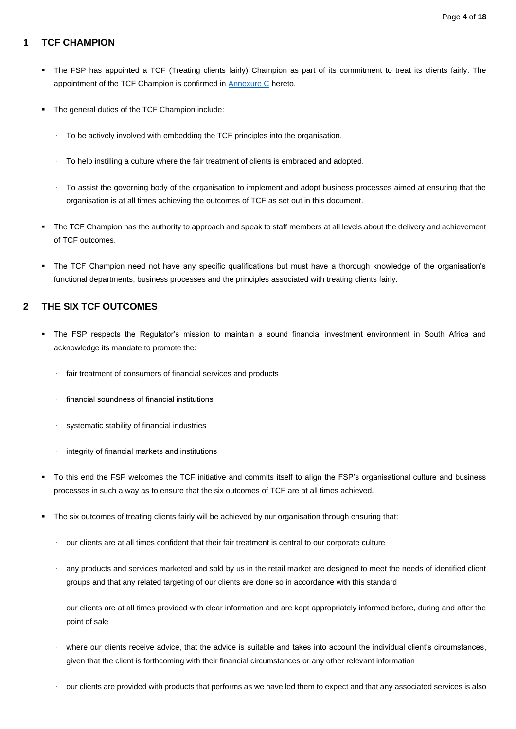## 1 TCF CHAMPION

- The FSP has appointed a TCF (Treating clients fairly) Champion as part of its commitment to treat its clients fairly. The appointment of the TCF Champion is confirmed in Annexure C hereto.
- The general duties of the TCF Champion include:
  - To be actively involved with embedding the TCF principles into the organisation.
  - To help instilling a culture where the fair treatment of clients is embraced and adopted.
  - To assist the governing body of the organisation to implement and adopt business processes aimed at ensuring that the organisation is at all times achieving the outcomes of TCF as set out in this document.
- The TCF Champion has the authority to approach and speak to staff members at all levels about the delivery and achievement of TCF outcomes.
- The TCF Champion need not have any specific qualifications but must have a thorough knowledge of the organisation's functional departments, business processes and the principles associated with treating clients fairly.

## 2 THE SIX TCF OUTCOMES

- The FSP respects the Regulator's mission to maintain a sound financial investment environment in South Africa and acknowledge its mandate to promote the:
  - fair treatment of consumers of financial services and products
  - financial soundness of financial institutions
  - systematic stability of financial industries
  - integrity of financial markets and institutions
- To this end the FSP welcomes the TCF initiative and commits itself to align the FSP's organisational culture and business processes in such a way as to ensure that the six outcomes of TCF are at all times achieved.
- The six outcomes of treating clients fairly will be achieved by our organisation through ensuring that:
  - our clients are at all times confident that their fair treatment is central to our corporate culture
  - any products and services marketed and sold by us in the retail market are designed to meet the needs of identified client groups and that any related targeting of our clients are done so in accordance with this standard
  - our clients are at all times provided with clear information and are kept appropriately informed before, during and after the point of sale
  - where our clients receive advice, that the advice is suitable and takes into account the individual client's circumstances, given that the client is forthcoming with their financial circumstances or any other relevant information
  - our clients are provided with products that performs as we have led them to expect and that any associated services is also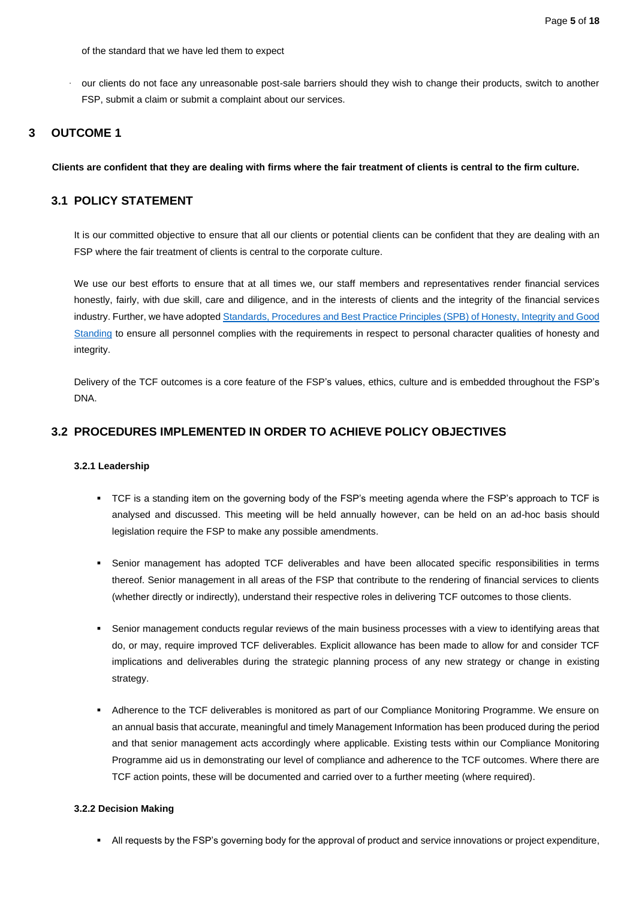of the standard that we have led them to expect

- our clients do not face any unreasonable post-sale barriers should they wish to change their products, switch to another FSP, submit a claim or submit a complaint about our services.

## 3 OUTCOME 1

**Clients are confident that they are dealing with firms where the fair treatment of clients is central to the firm culture.**

### 3.1 POLICY STATEMENT

It is our committed objective to ensure that all our clients or potential clients can be confident that they are dealing with an FSP where the fair treatment of clients is central to the corporate culture.

We use our best efforts to ensure that at all times we, our staff members and representatives render financial services honestly, fairly, with due skill, care and diligence, and in the interests of clients and the integrity of the financial services industry. Further, we have adopted Standards, Procedures and Best Practice Principles (SPB) of Honesty, Integrity and Good Standing to ensure all personnel complies with the requirements in respect to personal character qualities of honesty and integrity.

Delivery of the TCF outcomes is a core feature of the FSP's values, ethics, culture and is embedded throughout the FSP's DNA.

### 3.2 PROCEDURES IMPLEMENTED IN ORDER TO ACHIEVE POLICY OBJECTIVES

#### 3.2.1 Leadership

- TCF is a standing item on the governing body of the FSP's meeting agenda where the FSP's approach to TCF is analysed and discussed. This meeting will be held annually however, can be held on an ad-hoc basis should legislation require the FSP to make any possible amendments.

- Senior management has adopted TCF deliverables and have been allocated specific responsibilities in terms thereof. Senior management in all areas of the FSP that contribute to the rendering of financial services to clients (whether directly or indirectly), understand their respective roles in delivering TCF outcomes to those clients.

- Senior management conducts regular reviews of the main business processes with a view to identifying areas that do, or may, require improved TCF deliverables. Explicit allowance has been made to allow for and consider TCF implications and deliverables during the strategic planning process of any new strategy or change in existing strategy.

- Adherence to the TCF deliverables is monitored as part of our Compliance Monitoring Programme. We ensure on an annual basis that accurate, meaningful and timely Management Information has been produced during the period and that senior management acts accordingly where applicable. Existing tests within our Compliance Monitoring Programme aid us in demonstrating our level of compliance and adherence to the TCF outcomes. Where there are TCF action points, these will be documented and carried over to a further meeting (where required).

#### 3.2.2 Decision Making

- All requests by the FSP's governing body for the approval of product and service innovations or project expenditure,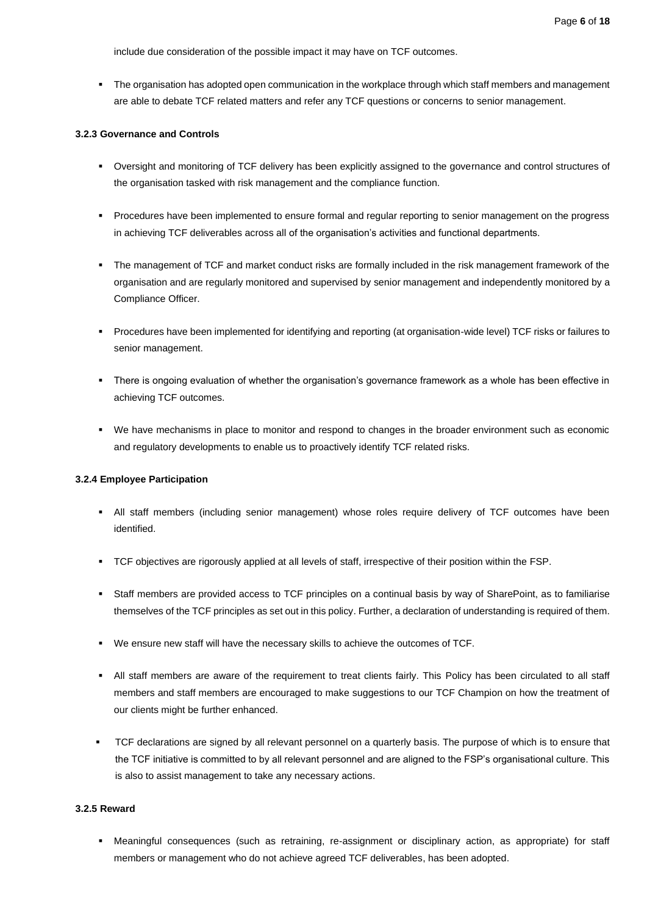include due consideration of the possible impact it may have on TCF outcomes.

- The organisation has adopted open communication in the workplace through which staff members and management are able to debate TCF related matters and refer any TCF questions or concerns to senior management.

#### 3.2.3 Governance and Controls

- Oversight and monitoring of TCF delivery has been explicitly assigned to the governance and control structures of the organisation tasked with risk management and the compliance function.
- Procedures have been implemented to ensure formal and regular reporting to senior management on the progress in achieving TCF deliverables across all of the organisation's activities and functional departments.
- The management of TCF and market conduct risks are formally included in the risk management framework of the organisation and are regularly monitored and supervised by senior management and independently monitored by a Compliance Officer.
- Procedures have been implemented for identifying and reporting (at organisation-wide level) TCF risks or failures to senior management.
- There is ongoing evaluation of whether the organisation's governance framework as a whole has been effective in achieving TCF outcomes.
- We have mechanisms in place to monitor and respond to changes in the broader environment such as economic and regulatory developments to enable us to proactively identify TCF related risks.

#### 3.2.4 Employee Participation

- All staff members (including senior management) whose roles require delivery of TCF outcomes have been identified.
- TCF objectives are rigorously applied at all levels of staff, irrespective of their position within the FSP.
- Staff members are provided access to TCF principles on a continual basis by way of SharePoint, as to familiarise themselves of the TCF principles as set out in this policy. Further, a declaration of understanding is required of them.
- We ensure new staff will have the necessary skills to achieve the outcomes of TCF.
- All staff members are aware of the requirement to treat clients fairly. This Policy has been circulated to all staff members and staff members are encouraged to make suggestions to our TCF Champion on how the treatment of our clients might be further enhanced.
- TCF declarations are signed by all relevant personnel on a quarterly basis. The purpose of which is to ensure that the TCF initiative is committed to by all relevant personnel and are aligned to the FSP's organisational culture. This is also to assist management to take any necessary actions.

#### 3.2.5 Reward

- Meaningful consequences (such as retraining, re-assignment or disciplinary action, as appropriate) for staff members or management who do not achieve agreed TCF deliverables, has been adopted.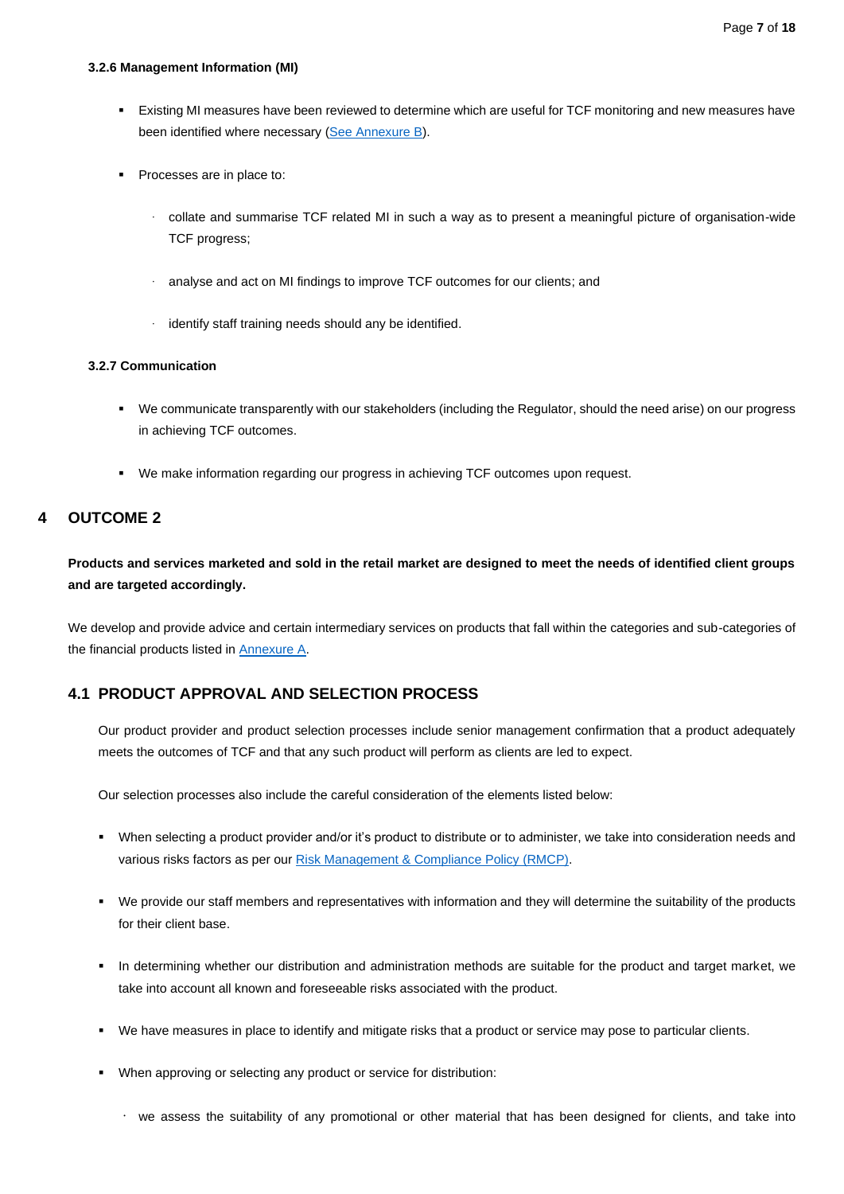#### 3.2.6 Management Information (MI)

- Existing MI measures have been reviewed to determine which are useful for TCF monitoring and new measures have been identified where necessary (See Annexure B).
- Processes are in place to:
  - collate and summarise TCF related MI in such a way as to present a meaningful picture of organisation-wide TCF progress;
  - analyse and act on MI findings to improve TCF outcomes for our clients; and
  - identify staff training needs should any be identified.

#### 3.2.7 Communication

- We communicate transparently with our stakeholders (including the Regulator, should the need arise) on our progress in achieving TCF outcomes.
- We make information regarding our progress in achieving TCF outcomes upon request.

## 4 OUTCOME 2

**Products and services marketed and sold in the retail market are designed to meet the needs of identified client groups and are targeted accordingly.**

We develop and provide advice and certain intermediary services on products that fall within the categories and sub-categories of the financial products listed in Annexure A.

### 4.1 PRODUCT APPROVAL AND SELECTION PROCESS

Our product provider and product selection processes include senior management confirmation that a product adequately meets the outcomes of TCF and that any such product will perform as clients are led to expect.

Our selection processes also include the careful consideration of the elements listed below:

- When selecting a product provider and/or it's product to distribute or to administer, we take into consideration needs and various risks factors as per our Risk Management & Compliance Policy (RMCP).
- We provide our staff members and representatives with information and they will determine the suitability of the products for their client base.
- In determining whether our distribution and administration methods are suitable for the product and target market, we take into account all known and foreseeable risks associated with the product.
- We have measures in place to identify and mitigate risks that a product or service may pose to particular clients.
- When approving or selecting any product or service for distribution:
  - we assess the suitability of any promotional or other material that has been designed for clients, and take into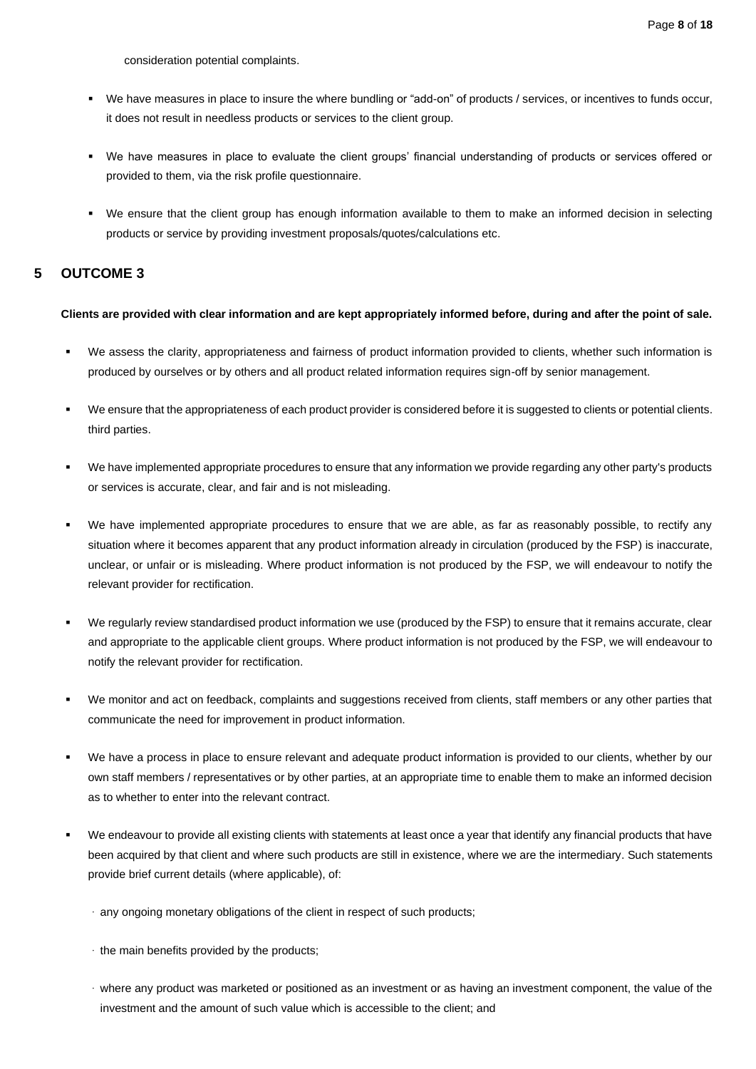consideration potential complaints.

- We have measures in place to insure the where bundling or "add-on" of products / services, or incentives to funds occur, it does not result in needless products or services to the client group.
- We have measures in place to evaluate the client groups' financial understanding of products or services offered or provided to them, via the risk profile questionnaire.
- We ensure that the client group has enough information available to them to make an informed decision in selecting products or service by providing investment proposals/quotes/calculations etc.

## 5 OUTCOME 3

**Clients are provided with clear information and are kept appropriately informed before, during and after the point of sale.**

- We assess the clarity, appropriateness and fairness of product information provided to clients, whether such information is produced by ourselves or by others and all product related information requires sign-off by senior management.
- We ensure that the appropriateness of each product provider is considered before it is suggested to clients or potential clients. third parties.
- We have implemented appropriate procedures to ensure that any information we provide regarding any other party's products or services is accurate, clear, and fair and is not misleading.
- We have implemented appropriate procedures to ensure that we are able, as far as reasonably possible, to rectify any situation where it becomes apparent that any product information already in circulation (produced by the FSP) is inaccurate, unclear, or unfair or is misleading. Where product information is not produced by the FSP, we will endeavour to notify the relevant provider for rectification.
- We regularly review standardised product information we use (produced by the FSP) to ensure that it remains accurate, clear and appropriate to the applicable client groups. Where product information is not produced by the FSP, we will endeavour to notify the relevant provider for rectification.
- We monitor and act on feedback, complaints and suggestions received from clients, staff members or any other parties that communicate the need for improvement in product information.
- We have a process in place to ensure relevant and adequate product information is provided to our clients, whether by our own staff members / representatives or by other parties, at an appropriate time to enable them to make an informed decision as to whether to enter into the relevant contract.
- We endeavour to provide all existing clients with statements at least once a year that identify any financial products that have been acquired by that client and where such products are still in existence, where we are the intermediary. Such statements provide brief current details (where applicable), of:
  - any ongoing monetary obligations of the client in respect of such products;
  - the main benefits provided by the products;
  - where any product was marketed or positioned as an investment or as having an investment component, the value of the investment and the amount of such value which is accessible to the client; and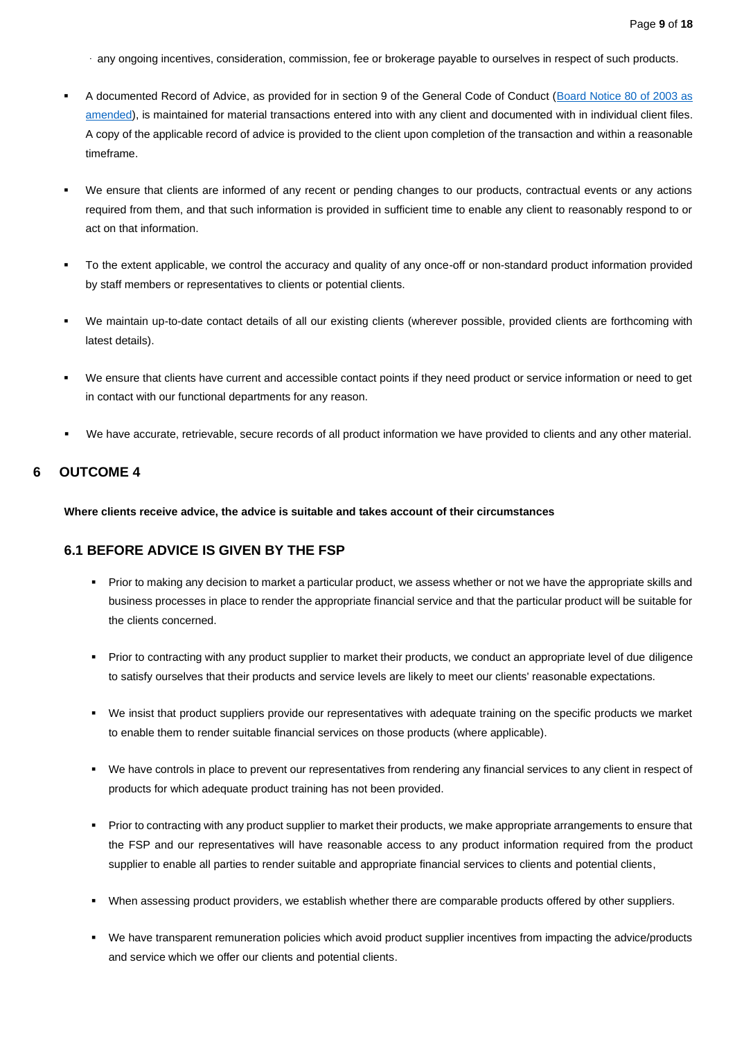- any ongoing incentives, consideration, commission, fee or brokerage payable to ourselves in respect of such products.

- A documented Record of Advice, as provided for in section 9 of the General Code of Conduct ([Board Notice 80 of 2003 as amended]), is maintained for material transactions entered into with any client and documented with in individual client files. A copy of the applicable record of advice is provided to the client upon completion of the transaction and within a reasonable timeframe.

- We ensure that clients are informed of any recent or pending changes to our products, contractual events or any actions required from them, and that such information is provided in sufficient time to enable any client to reasonably respond to or act on that information.

- To the extent applicable, we control the accuracy and quality of any once-off or non-standard product information provided by staff members or representatives to clients or potential clients.

- We maintain up-to-date contact details of all our existing clients (wherever possible, provided clients are forthcoming with latest details).

- We ensure that clients have current and accessible contact points if they need product or service information or need to get in contact with our functional departments for any reason.

- We have accurate, retrievable, secure records of all product information we have provided to clients and any other material.

## 6 OUTCOME 4

**Where clients receive advice, the advice is suitable and takes account of their circumstances**

### 6.1 BEFORE ADVICE IS GIVEN BY THE FSP

- Prior to making any decision to market a particular product, we assess whether or not we have the appropriate skills and business processes in place to render the appropriate financial service and that the particular product will be suitable for the clients concerned.

- Prior to contracting with any product supplier to market their products, we conduct an appropriate level of due diligence to satisfy ourselves that their products and service levels are likely to meet our clients' reasonable expectations.

- We insist that product suppliers provide our representatives with adequate training on the specific products we market to enable them to render suitable financial services on those products (where applicable).

- We have controls in place to prevent our representatives from rendering any financial services to any client in respect of products for which adequate product training has not been provided.

- Prior to contracting with any product supplier to market their products, we make appropriate arrangements to ensure that the FSP and our representatives will have reasonable access to any product information required from the product supplier to enable all parties to render suitable and appropriate financial services to clients and potential clients,

- When assessing product providers, we establish whether there are comparable products offered by other suppliers.

- We have transparent remuneration policies which avoid product supplier incentives from impacting the advice/products and service which we offer our clients and potential clients.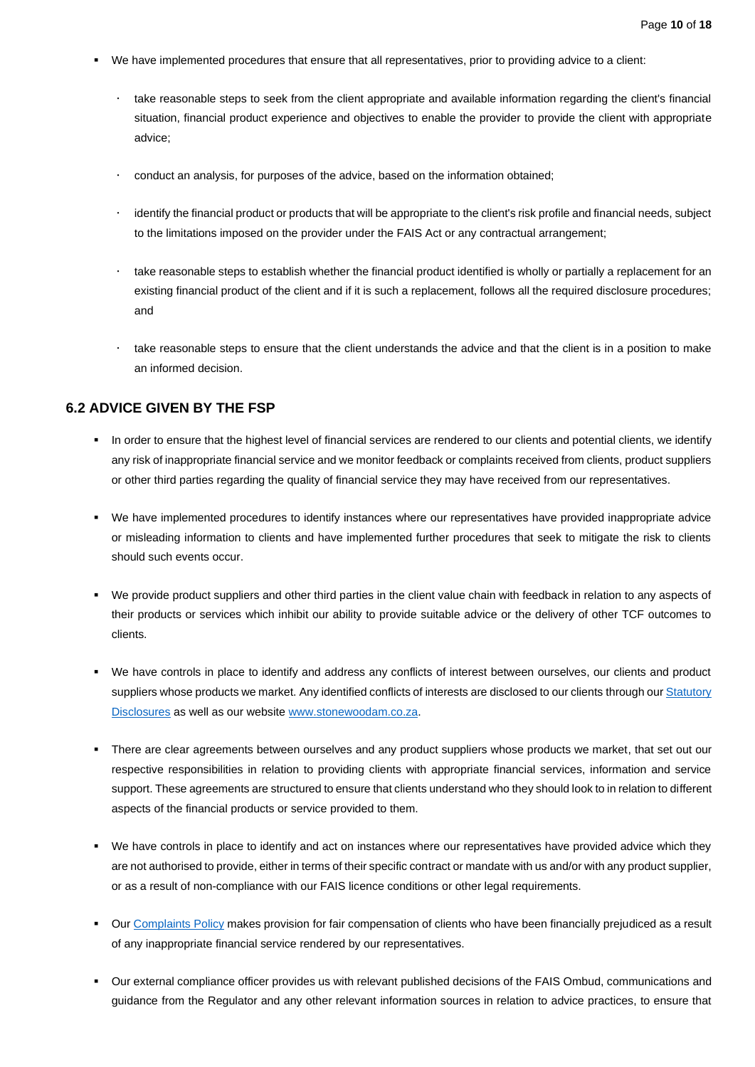- We have implemented procedures that ensure that all representatives, prior to providing advice to a client:
  - take reasonable steps to seek from the client appropriate and available information regarding the client's financial situation, financial product experience and objectives to enable the provider to provide the client with appropriate advice;
  - conduct an analysis, for purposes of the advice, based on the information obtained;
  - identify the financial product or products that will be appropriate to the client's risk profile and financial needs, subject to the limitations imposed on the provider under the FAIS Act or any contractual arrangement;
  - take reasonable steps to establish whether the financial product identified is wholly or partially a replacement for an existing financial product of the client and if it is such a replacement, follows all the required disclosure procedures; and
  - take reasonable steps to ensure that the client understands the advice and that the client is in a position to make an informed decision.

## 6.2 ADVICE GIVEN BY THE FSP

- In order to ensure that the highest level of financial services are rendered to our clients and potential clients, we identify any risk of inappropriate financial service and we monitor feedback or complaints received from clients, product suppliers or other third parties regarding the quality of financial service they may have received from our representatives.
- We have implemented procedures to identify instances where our representatives have provided inappropriate advice or misleading information to clients and have implemented further procedures that seek to mitigate the risk to clients should such events occur.
- We provide product suppliers and other third parties in the client value chain with feedback in relation to any aspects of their products or services which inhibit our ability to provide suitable advice or the delivery of other TCF outcomes to clients.
- We have controls in place to identify and address any conflicts of interest between ourselves, our clients and product suppliers whose products we market. Any identified conflicts of interests are disclosed to our clients through our Statutory Disclosures as well as our website www.stonewoodam.co.za.
- There are clear agreements between ourselves and any product suppliers whose products we market, that set out our respective responsibilities in relation to providing clients with appropriate financial services, information and service support. These agreements are structured to ensure that clients understand who they should look to in relation to different aspects of the financial products or service provided to them.
- We have controls in place to identify and act on instances where our representatives have provided advice which they are not authorised to provide, either in terms of their specific contract or mandate with us and/or with any product supplier, or as a result of non-compliance with our FAIS licence conditions or other legal requirements.
- Our Complaints Policy makes provision for fair compensation of clients who have been financially prejudiced as a result of any inappropriate financial service rendered by our representatives.
- Our external compliance officer provides us with relevant published decisions of the FAIS Ombud, communications and guidance from the Regulator and any other relevant information sources in relation to advice practices, to ensure that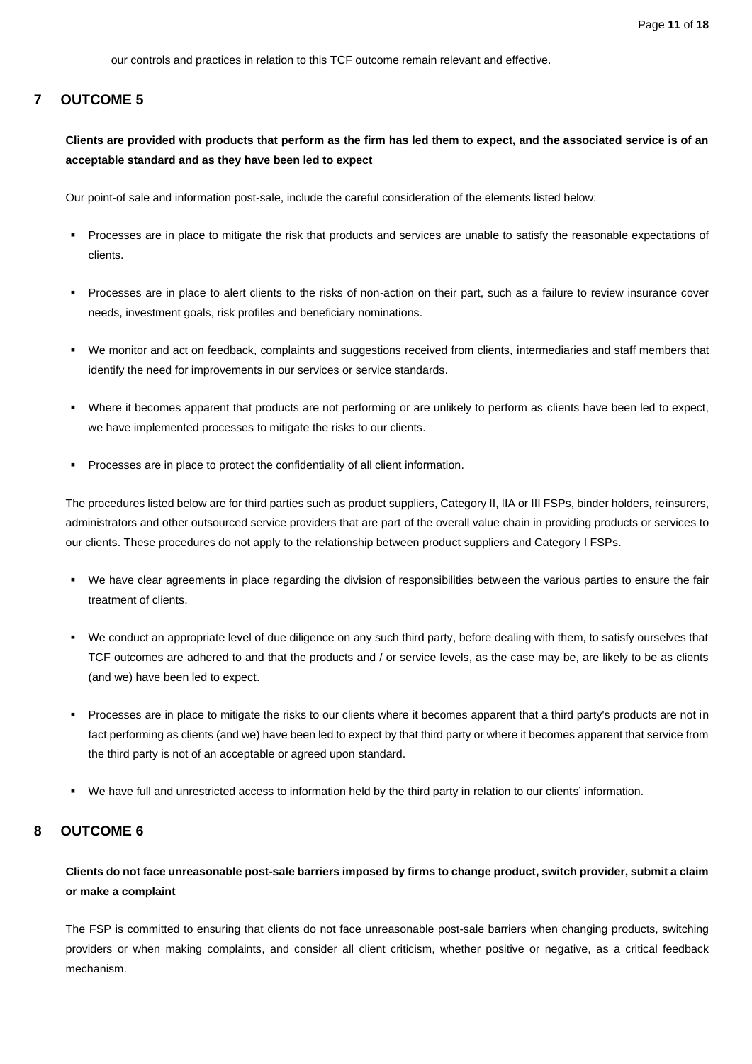our controls and practices in relation to this TCF outcome remain relevant and effective.

## 7 OUTCOME 5

**Clients are provided with products that perform as the firm has led them to expect, and the associated service is of an acceptable standard and as they have been led to expect**

Our point-of sale and information post-sale, include the careful consideration of the elements listed below:

- Processes are in place to mitigate the risk that products and services are unable to satisfy the reasonable expectations of clients.
- Processes are in place to alert clients to the risks of non-action on their part, such as a failure to review insurance cover needs, investment goals, risk profiles and beneficiary nominations.
- We monitor and act on feedback, complaints and suggestions received from clients, intermediaries and staff members that identify the need for improvements in our services or service standards.
- Where it becomes apparent that products are not performing or are unlikely to perform as clients have been led to expect, we have implemented processes to mitigate the risks to our clients.
- Processes are in place to protect the confidentiality of all client information.

The procedures listed below are for third parties such as product suppliers, Category II, IIA or III FSPs, binder holders, reinsurers, administrators and other outsourced service providers that are part of the overall value chain in providing products or services to our clients. These procedures do not apply to the relationship between product suppliers and Category I FSPs.

- We have clear agreements in place regarding the division of responsibilities between the various parties to ensure the fair treatment of clients.
- We conduct an appropriate level of due diligence on any such third party, before dealing with them, to satisfy ourselves that TCF outcomes are adhered to and that the products and / or service levels, as the case may be, are likely to be as clients (and we) have been led to expect.
- Processes are in place to mitigate the risks to our clients where it becomes apparent that a third party's products are not in fact performing as clients (and we) have been led to expect by that third party or where it becomes apparent that service from the third party is not of an acceptable or agreed upon standard.
- We have full and unrestricted access to information held by the third party in relation to our clients' information.

## 8 OUTCOME 6

**Clients do not face unreasonable post-sale barriers imposed by firms to change product, switch provider, submit a claim or make a complaint**

The FSP is committed to ensuring that clients do not face unreasonable post-sale barriers when changing products, switching providers or when making complaints, and consider all client criticism, whether positive or negative, as a critical feedback mechanism.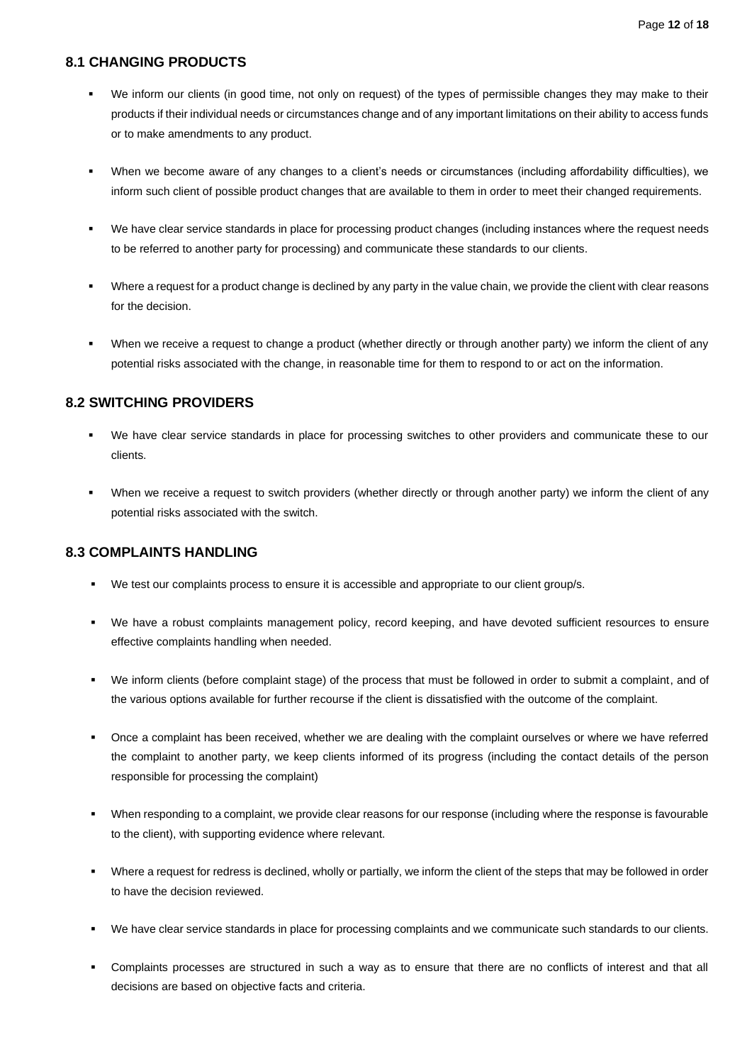## 8.1 CHANGING PRODUCTS

- We inform our clients (in good time, not only on request) of the types of permissible changes they may make to their products if their individual needs or circumstances change and of any important limitations on their ability to access funds or to make amendments to any product.
- When we become aware of any changes to a client's needs or circumstances (including affordability difficulties), we inform such client of possible product changes that are available to them in order to meet their changed requirements.
- We have clear service standards in place for processing product changes (including instances where the request needs to be referred to another party for processing) and communicate these standards to our clients.
- Where a request for a product change is declined by any party in the value chain, we provide the client with clear reasons for the decision.
- When we receive a request to change a product (whether directly or through another party) we inform the client of any potential risks associated with the change, in reasonable time for them to respond to or act on the information.

## 8.2 SWITCHING PROVIDERS

- We have clear service standards in place for processing switches to other providers and communicate these to our clients.
- When we receive a request to switch providers (whether directly or through another party) we inform the client of any potential risks associated with the switch.

## 8.3 COMPLAINTS HANDLING

- We test our complaints process to ensure it is accessible and appropriate to our client group/s.
- We have a robust complaints management policy, record keeping, and have devoted sufficient resources to ensure effective complaints handling when needed.
- We inform clients (before complaint stage) of the process that must be followed in order to submit a complaint, and of the various options available for further recourse if the client is dissatisfied with the outcome of the complaint.
- Once a complaint has been received, whether we are dealing with the complaint ourselves or where we have referred the complaint to another party, we keep clients informed of its progress (including the contact details of the person responsible for processing the complaint)
- When responding to a complaint, we provide clear reasons for our response (including where the response is favourable to the client), with supporting evidence where relevant.
- Where a request for redress is declined, wholly or partially, we inform the client of the steps that may be followed in order to have the decision reviewed.
- We have clear service standards in place for processing complaints and we communicate such standards to our clients.
- Complaints processes are structured in such a way as to ensure that there are no conflicts of interest and that all decisions are based on objective facts and criteria.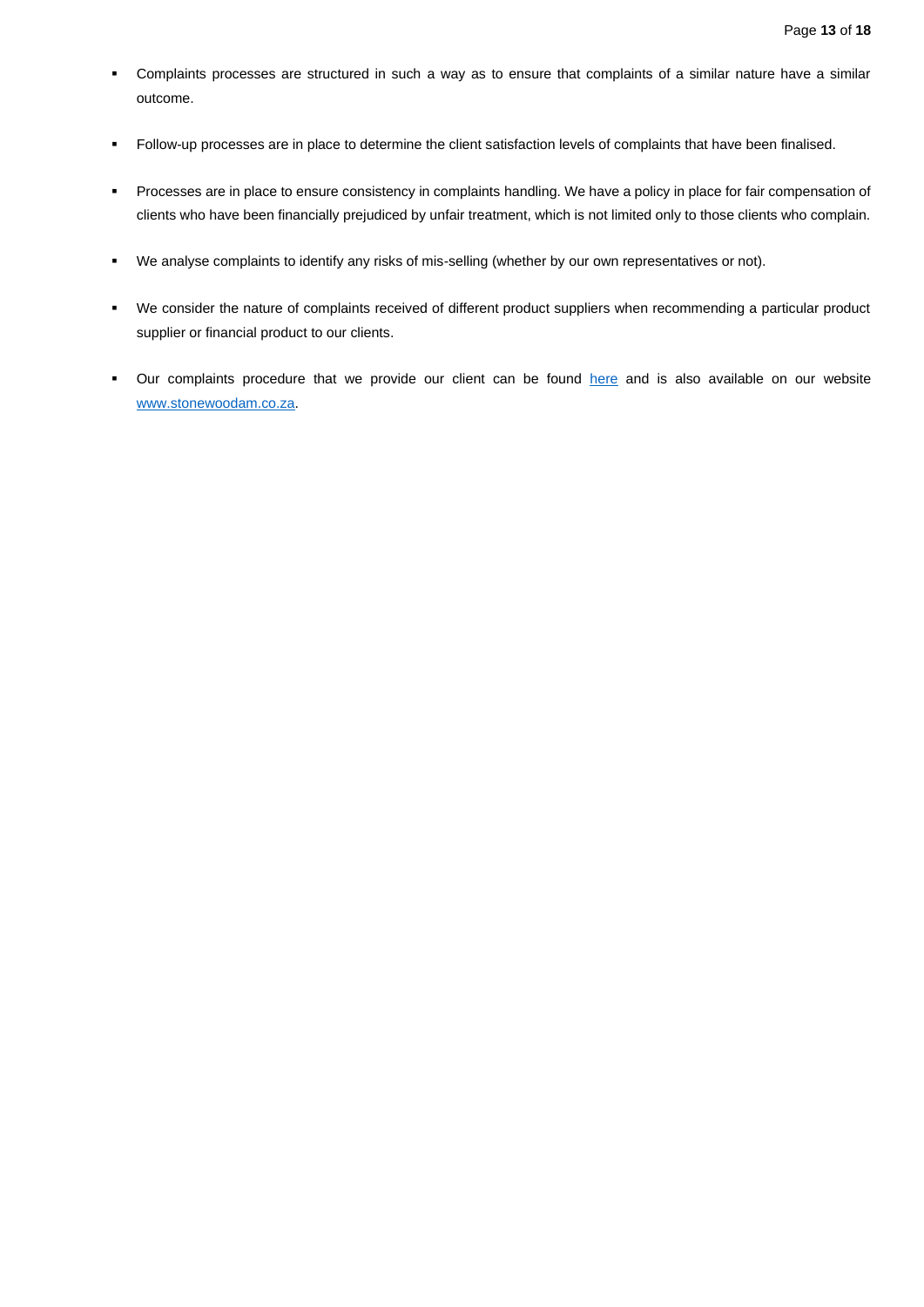- Complaints processes are structured in such a way as to ensure that complaints of a similar nature have a similar outcome.

- Follow-up processes are in place to determine the client satisfaction levels of complaints that have been finalised.

- Processes are in place to ensure consistency in complaints handling. We have a policy in place for fair compensation of clients who have been financially prejudiced by unfair treatment, which is not limited only to those clients who complain.

- We analyse complaints to identify any risks of mis-selling (whether by our own representatives or not).

- We consider the nature of complaints received of different product suppliers when recommending a particular product supplier or financial product to our clients.

- Our complaints procedure that we provide our client can be found here and is also available on our website www.stonewoodam.co.za.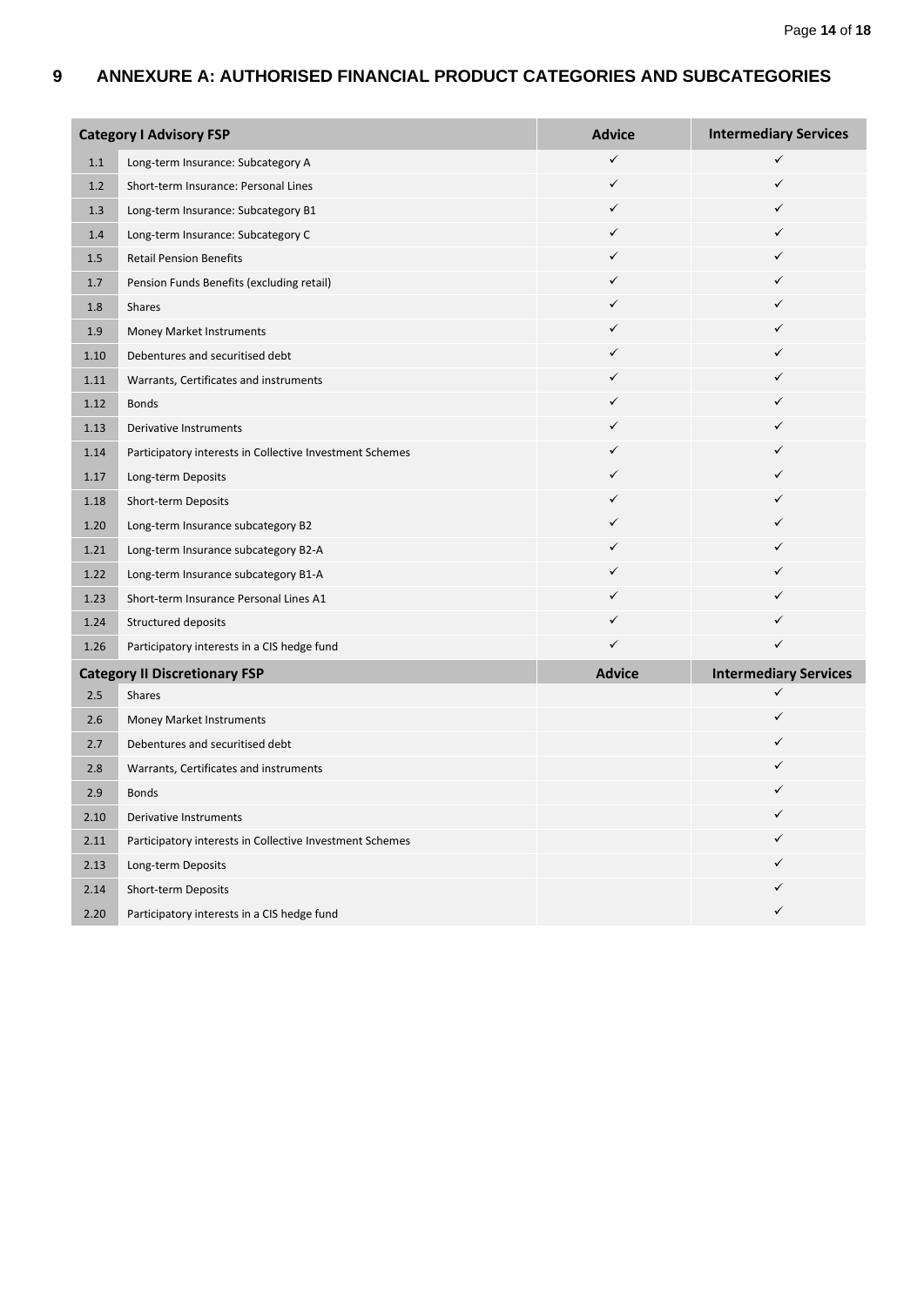# 9 ANNEXURE A: AUTHORISED FINANCIAL PRODUCT CATEGORIES AND SUBCATEGORIES

| Category I Advisory FSP | | Advice | Intermediary Services |
|---|---|---|---|
| 1.1 | Long-term Insurance: Subcategory A | ✓ | ✓ |
| 1.2 | Short-term Insurance: Personal Lines | ✓ | ✓ |
| 1.3 | Long-term Insurance: Subcategory B1 | ✓ | ✓ |
| 1.4 | Long-term Insurance: Subcategory C | ✓ | ✓ |
| 1.5 | Retail Pension Benefits | ✓ | ✓ |
| 1.7 | Pension Funds Benefits (excluding retail) | ✓ | ✓ |
| 1.8 | Shares | ✓ | ✓ |
| 1.9 | Money Market Instruments | ✓ | ✓ |
| 1.10 | Debentures and securitised debt | ✓ | ✓ |
| 1.11 | Warrants, Certificates and instruments | ✓ | ✓ |
| 1.12 | Bonds | ✓ | ✓ |
| 1.13 | Derivative Instruments | ✓ | ✓ |
| 1.14 | Participatory interests in Collective Investment Schemes | ✓ | ✓ |
| 1.17 | Long-term Deposits | ✓ | ✓ |
| 1.18 | Short-term Deposits | ✓ | ✓ |
| 1.20 | Long-term Insurance subcategory B2 | ✓ | ✓ |
| 1.21 | Long-term Insurance subcategory B2-A | ✓ | ✓ |
| 1.22 | Long-term Insurance subcategory B1-A | ✓ | ✓ |
| 1.23 | Short-term Insurance Personal Lines A1 | ✓ | ✓ |
| 1.24 | Structured deposits | ✓ | ✓ |
| 1.26 | Participatory interests in a CIS hedge fund | ✓ | ✓ |
| **Category II Discretionary FSP** | | **Advice** | **Intermediary Services** |
| 2.5 | Shares | | ✓ |
| 2.6 | Money Market Instruments | | ✓ |
| 2.7 | Debentures and securitised debt | | ✓ |
| 2.8 | Warrants, Certificates and instruments | | ✓ |
| 2.9 | Bonds | | ✓ |
| 2.10 | Derivative Instruments | | ✓ |
| 2.11 | Participatory interests in Collective Investment Schemes | | ✓ |
| 2.13 | Long-term Deposits | | ✓ |
| 2.14 | Short-term Deposits | | ✓ |
| 2.20 | Participatory interests in a CIS hedge fund | | ✓ |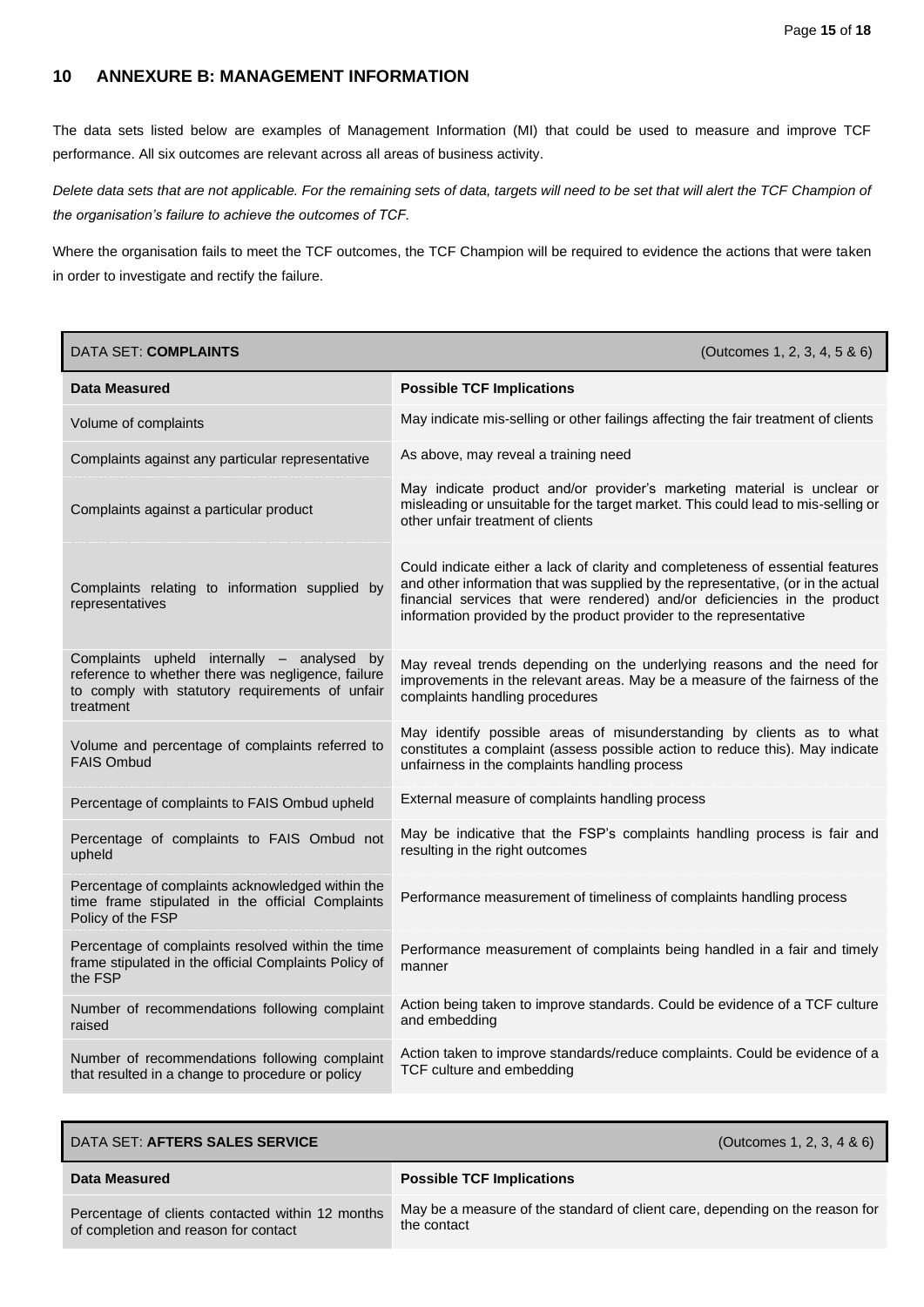## 10 ANNEXURE B: MANAGEMENT INFORMATION

The data sets listed below are examples of Management Information (MI) that could be used to measure and improve TCF performance. All six outcomes are relevant across all areas of business activity.

*Delete data sets that are not applicable. For the remaining sets of data, targets will need to be set that will alert the TCF Champion of the organisation's failure to achieve the outcomes of TCF.*

Where the organisation fails to meet the TCF outcomes, the TCF Champion will be required to evidence the actions that were taken in order to investigate and rectify the failure.

| DATA SET: **COMPLAINTS** | (Outcomes 1, 2, 3, 4, 5 & 6) |
|---|---|
| **Data Measured** | **Possible TCF Implications** |
| Volume of complaints | May indicate mis-selling or other failings affecting the fair treatment of clients |
| Complaints against any particular representative | As above, may reveal a training need |
| Complaints against a particular product | May indicate product and/or provider's marketing material is unclear or misleading or unsuitable for the target market. This could lead to mis-selling or other unfair treatment of clients |
| Complaints relating to information supplied by representatives | Could indicate either a lack of clarity and completeness of essential features and other information that was supplied by the representative, (or in the actual financial services that were rendered) and/or deficiencies in the product information provided by the product provider to the representative |
| Complaints upheld internally – analysed by reference to whether there was negligence, failure to comply with statutory requirements of unfair treatment | May reveal trends depending on the underlying reasons and the need for improvements in the relevant areas. May be a measure of the fairness of the complaints handling procedures |
| Volume and percentage of complaints referred to FAIS Ombud | May identify possible areas of misunderstanding by clients as to what constitutes a complaint (assess possible action to reduce this). May indicate unfairness in the complaints handling process |
| Percentage of complaints to FAIS Ombud upheld | External measure of complaints handling process |
| Percentage of complaints to FAIS Ombud not upheld | May be indicative that the FSP's complaints handling process is fair and resulting in the right outcomes |
| Percentage of complaints acknowledged within the time frame stipulated in the official Complaints Policy of the FSP | Performance measurement of timeliness of complaints handling process |
| Percentage of complaints resolved within the time frame stipulated in the official Complaints Policy of the FSP | Performance measurement of complaints being handled in a fair and timely manner |
| Number of recommendations following complaint raised | Action being taken to improve standards. Could be evidence of a TCF culture and embedding |
| Number of recommendations following complaint that resulted in a change to procedure or policy | Action taken to improve standards/reduce complaints. Could be evidence of a TCF culture and embedding |

| DATA SET: **AFTERS SALES SERVICE** | (Outcomes 1, 2, 3, 4 & 6) |
|---|---|
| **Data Measured** | **Possible TCF Implications** |
| Percentage of clients contacted within 12 months of completion and reason for contact | May be a measure of the standard of client care, depending on the reason for the contact |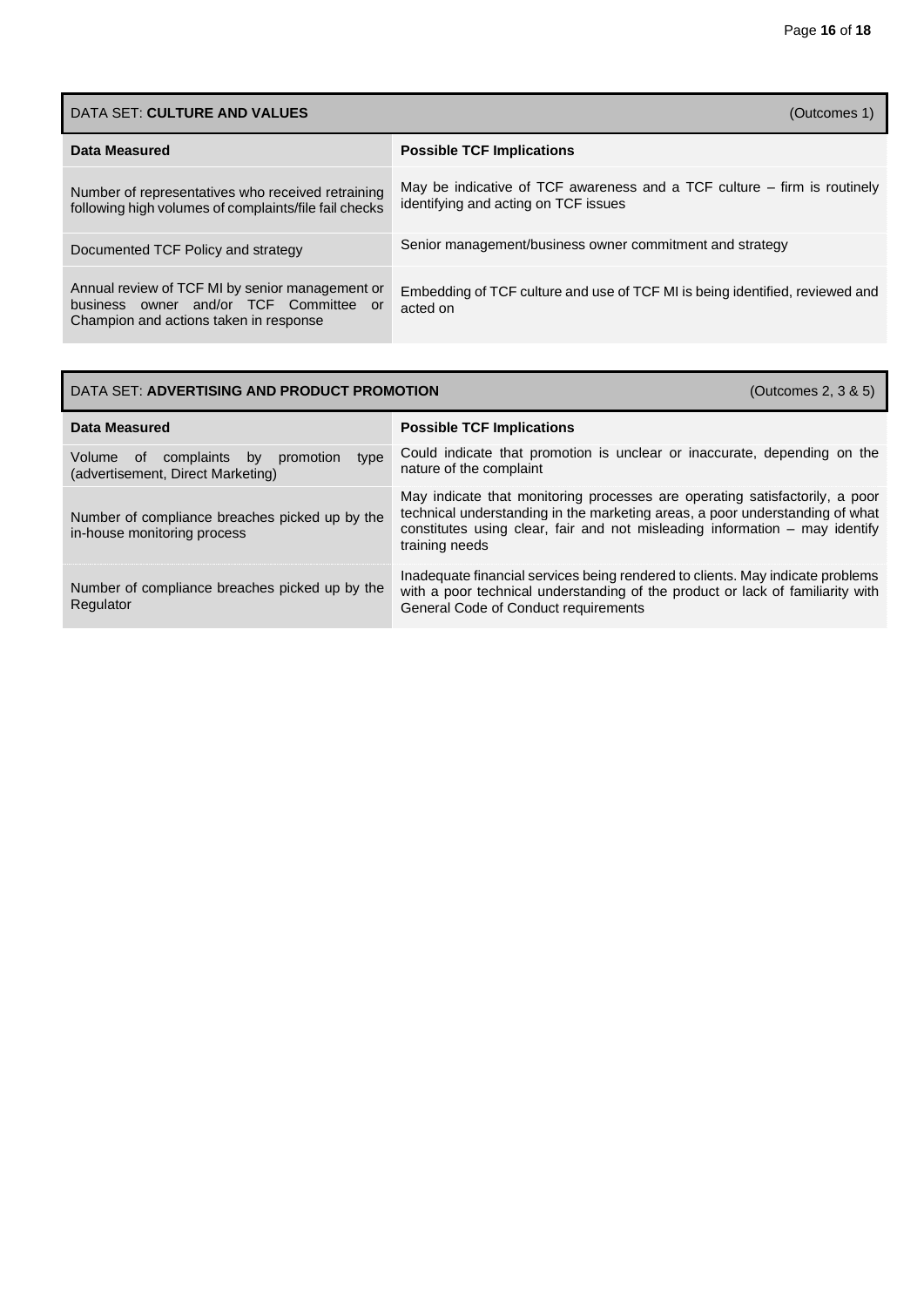| DATA SET: **CULTURE AND VALUES** | (Outcomes 1) |
|---|---|
| **Data Measured** | **Possible TCF Implications** |
| Number of representatives who received retraining following high volumes of complaints/file fail checks | May be indicative of TCF awareness and a TCF culture – firm is routinely identifying and acting on TCF issues |
| Documented TCF Policy and strategy | Senior management/business owner commitment and strategy |
| Annual review of TCF MI by senior management or business owner and/or TCF Committee or Champion and actions taken in response | Embedding of TCF culture and use of TCF MI is being identified, reviewed and acted on |

| DATA SET: **ADVERTISING AND PRODUCT PROMOTION** | (Outcomes 2, 3 & 5) |
|---|---|
| **Data Measured** | **Possible TCF Implications** |
| Volume of complaints by promotion type (advertisement, Direct Marketing) | Could indicate that promotion is unclear or inaccurate, depending on the nature of the complaint |
| Number of compliance breaches picked up by the in-house monitoring process | May indicate that monitoring processes are operating satisfactorily, a poor technical understanding in the marketing areas, a poor understanding of what constitutes using clear, fair and not misleading information – may identify training needs |
| Number of compliance breaches picked up by the Regulator | Inadequate financial services being rendered to clients. May indicate problems with a poor technical understanding of the product or lack of familiarity with General Code of Conduct requirements |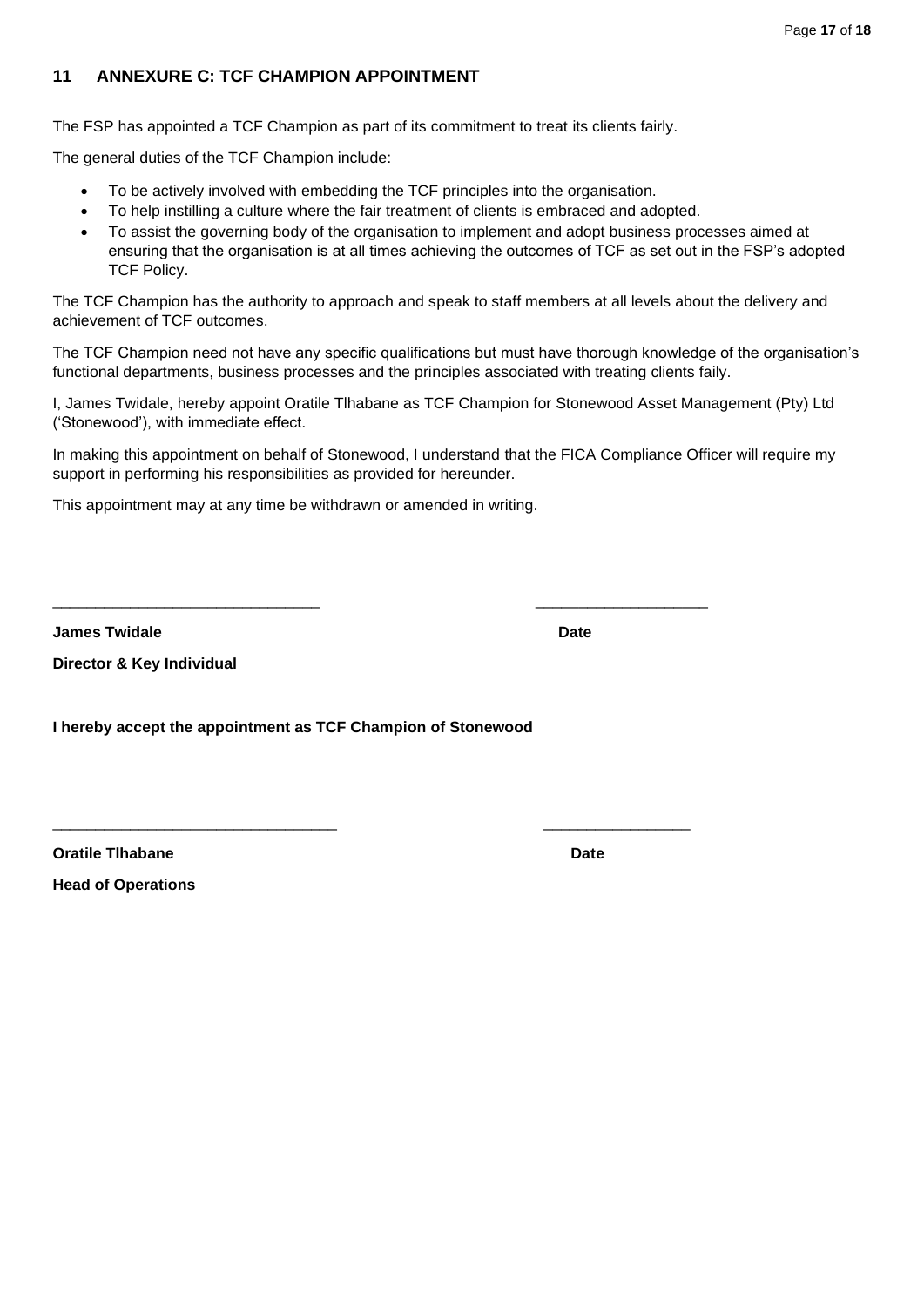## 11 ANNEXURE C: TCF CHAMPION APPOINTMENT

The FSP has appointed a TCF Champion as part of its commitment to treat its clients fairly.

The general duties of the TCF Champion include:

- To be actively involved with embedding the TCF principles into the organisation.
- To help instilling a culture where the fair treatment of clients is embraced and adopted.
- To assist the governing body of the organisation to implement and adopt business processes aimed at ensuring that the organisation is at all times achieving the outcomes of TCF as set out in the FSP's adopted TCF Policy.

The TCF Champion has the authority to approach and speak to staff members at all levels about the delivery and achievement of TCF outcomes.

The TCF Champion need not have any specific qualifications but must have thorough knowledge of the organisation's functional departments, business processes and the principles associated with treating clients faily.

I, James Twidale, hereby appoint Oratile Tlhabane as TCF Champion for Stonewood Asset Management (Pty) Ltd ('Stonewood'), with immediate effect.

In making this appointment on behalf of Stonewood, I understand that the FICA Compliance Officer will require my support in performing his responsibilities as provided for hereunder.

This appointment may at any time be withdrawn or amended in writing.

_______________________________ ____________________

**James Twidale** **Date**

**Director & Key Individual**

**I hereby accept the appointment as TCF Champion of Stonewood**

_________________________________ _________________

**Oratile Tlhabane** **Date**

**Head of Operations**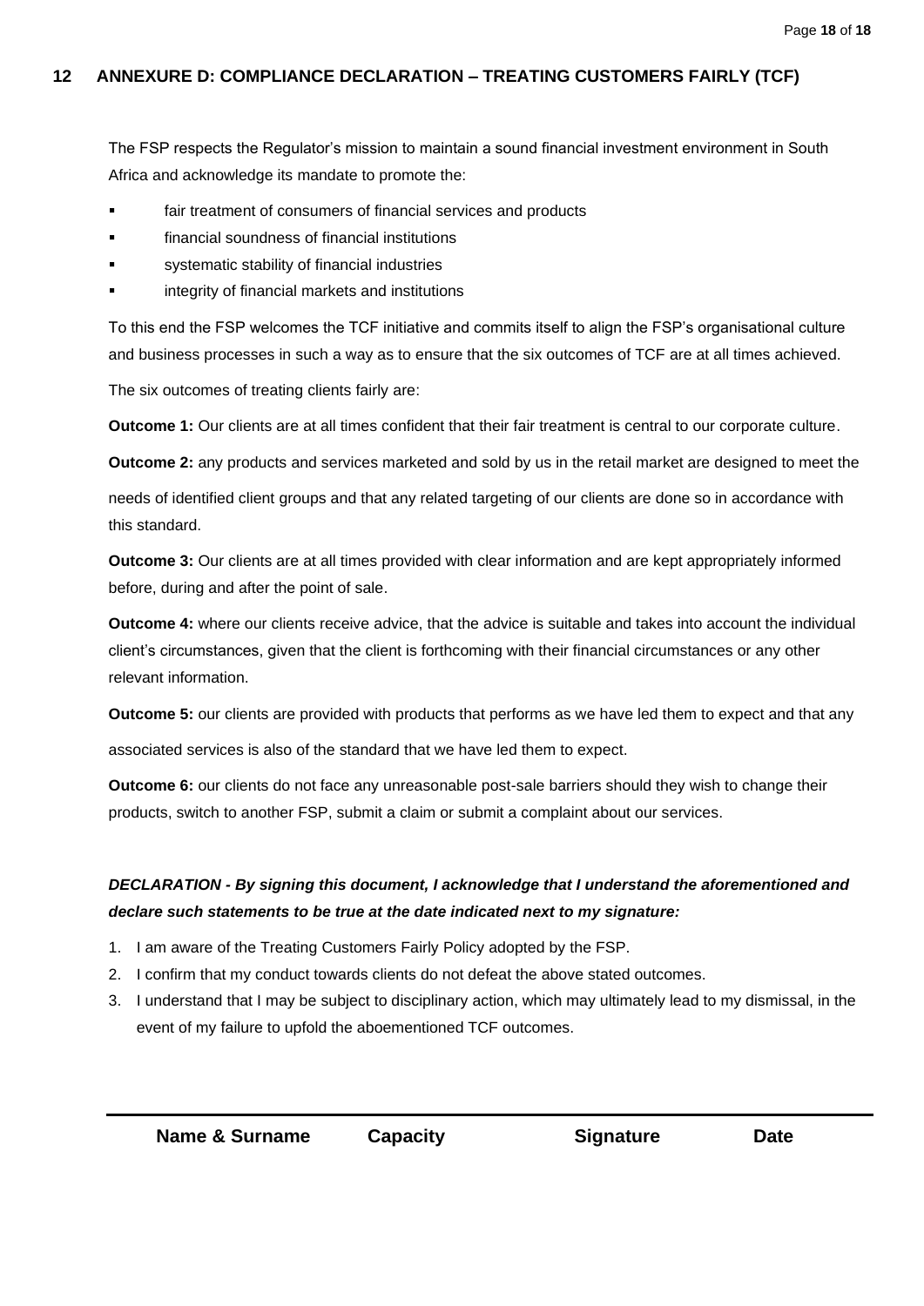## 12 ANNEXURE D: COMPLIANCE DECLARATION – TREATING CUSTOMERS FAIRLY (TCF)

The FSP respects the Regulator's mission to maintain a sound financial investment environment in South Africa and acknowledge its mandate to promote the:

- fair treatment of consumers of financial services and products
- financial soundness of financial institutions
- systematic stability of financial industries
- integrity of financial markets and institutions

To this end the FSP welcomes the TCF initiative and commits itself to align the FSP's organisational culture and business processes in such a way as to ensure that the six outcomes of TCF are at all times achieved.

The six outcomes of treating clients fairly are:

**Outcome 1:** Our clients are at all times confident that their fair treatment is central to our corporate culture.

**Outcome 2:** any products and services marketed and sold by us in the retail market are designed to meet the needs of identified client groups and that any related targeting of our clients are done so in accordance with this standard.

**Outcome 3:** Our clients are at all times provided with clear information and are kept appropriately informed before, during and after the point of sale.

**Outcome 4:** where our clients receive advice, that the advice is suitable and takes into account the individual client's circumstances, given that the client is forthcoming with their financial circumstances or any other relevant information.

**Outcome 5:** our clients are provided with products that performs as we have led them to expect and that any associated services is also of the standard that we have led them to expect.

**Outcome 6:** our clients do not face any unreasonable post-sale barriers should they wish to change their products, switch to another FSP, submit a claim or submit a complaint about our services.

***DECLARATION - By signing this document, I acknowledge that I understand the aforementioned and declare such statements to be true at the date indicated next to my signature:***

1. I am aware of the Treating Customers Fairly Policy adopted by the FSP.
2. I confirm that my conduct towards clients do not defeat the above stated outcomes.
3. I understand that I may be subject to disciplinary action, which may ultimately lead to my dismissal, in the event of my failure to upfold the aboementioned TCF outcomes.

| Name & Surname | Capacity | Signature | Date |
|---|---|---|---|